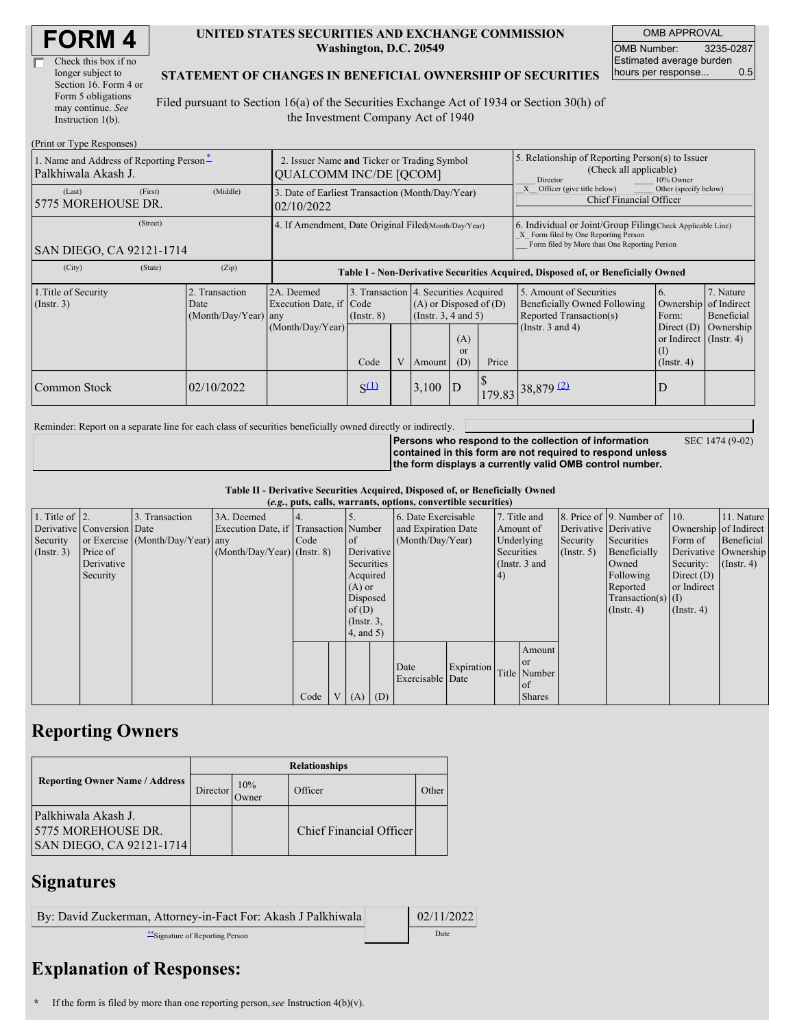# FORM 4

☐ Check this box if no longer subject to Section 16. Form 4 or Form 5 obligations may continue. *See* Instruction 1(b).

**UNITED STATES SECURITIES AND EXCHANGE COMMISSION**
**Washington, D.C. 20549**

**STATEMENT OF CHANGES IN BENEFICIAL OWNERSHIP OF SECURITIES**

Filed pursuant to Section 16(a) of the Securities Exchange Act of 1934 or Section 30(h) of the Investment Company Act of 1940

| OMB APPROVAL | |
|---|---|
| OMB Number: | 3235-0287 |
| Estimated average burden hours per response... | 0.5 |

(Print or Type Responses)

| 1. Name and Address of Reporting Person * | 2. Issuer Name and Ticker or Trading Symbol | 5. Relationship of Reporting Person(s) to Issuer (Check all applicable) |
|---|---|---|
| Palkhiwala Akash J. | QUALCOMM INC/DE [QCOM] | ___ Director ___ 10% Owner _X_ Officer (give title below) ___ Other (specify below) |
| (Last) (First) (Middle) 5775 MOREHOUSE DR. | 3. Date of Earliest Transaction (Month/Day/Year) 02/10/2022 | Chief Financial Officer |
| (Street) SAN DIEGO, CA 92121-1714 | 4. If Amendment, Date Original Filed (Month/Day/Year) | 6. Individual or Joint/Group Filing (Check Applicable Line) _X_ Form filed by One Reporting Person ___ Form filed by More than One Reporting Person |
| (City) (State) (Zip) | | |

**Table I - Non-Derivative Securities Acquired, Disposed of, or Beneficially Owned**

| 1.Title of Security (Instr. 3) | 2. Transaction Date (Month/Day/Year) | 2A. Deemed Execution Date, if any (Month/Day/Year) | 3. Transaction Code (Instr. 8) | | 4. Securities Acquired (A) or Disposed of (D) (Instr. 3, 4 and 5) | | | 5. Amount of Securities Beneficially Owned Following Reported Transaction(s) (Instr. 3 and 4) | 6. Ownership Form: Direct (D) or Indirect (I) (Instr. 4) | 7. Nature of Indirect Beneficial Ownership (Instr. 4) |
|---|---|---|---|---|---|---|---|---|---|---|
| | | | Code | V | Amount | (A) or (D) | Price | | | |
| Common Stock | 02/10/2022 | | S [(1)](#fn1) | | 3,100 | D | $ 179.83 | 38,879 [(2)](#fn2) | D | |

Reminder: Report on a separate line for each class of securities beneficially owned directly or indirectly.

**Persons who respond to the collection of information contained in this form are not required to respond unless the form displays a currently valid OMB control number.** SEC 1474 (9-02)

**Table II - Derivative Securities Acquired, Disposed of, or Beneficially Owned**
**(*e.g.*, puts, calls, warrants, options, convertible securities)**

| 1. Title of Derivative Security (Instr. 3) | 2. Conversion or Exercise Price of Derivative Security | 3. Transaction Date (Month/Day/Year) | 3A. Deemed Execution Date, if any (Month/Day/Year) | 4. Transaction Code (Instr. 8) | | 5. Number of Derivative Securities Acquired (A) or Disposed of (D) (Instr. 3, 4, and 5) | | 6. Date Exercisable and Expiration Date (Month/Day/Year) | | 7. Title and Amount of Underlying Securities (Instr. 3 and 4) | | 8. Price of Derivative Security (Instr. 5) | 9. Number of Derivative Securities Beneficially Owned Following Reported Transaction(s) (Instr. 4) | 10. Ownership Form of Derivative Security: Direct (D) or Indirect (I) (Instr. 4) | 11. Nature of Indirect Beneficial Ownership (Instr. 4) |
|---|---|---|---|---|---|---|---|---|---|---|---|---|---|---|---|
| | | | | Code | V | (A) | (D) | Date Exercisable | Expiration Date | Title | Amount or Number of Shares | | | | |

## Reporting Owners

| Reporting Owner Name / Address | Relationships | | | |
|---|---|---|---|---|
| | Director | 10% Owner | Officer | Other |
| Palkhiwala Akash J. 5775 MOREHOUSE DR. SAN DIEGO, CA 92121-1714 | | | Chief Financial Officer | |

## Signatures

| By: David Zuckerman, Attorney-in-Fact For: Akash J Palkhiwala | 02/11/2022 |
|---|---|
| **Signature of Reporting Person | Date |

## Explanation of Responses:

\* If the form is filed by more than one reporting person, *see* Instruction 4(b)(v).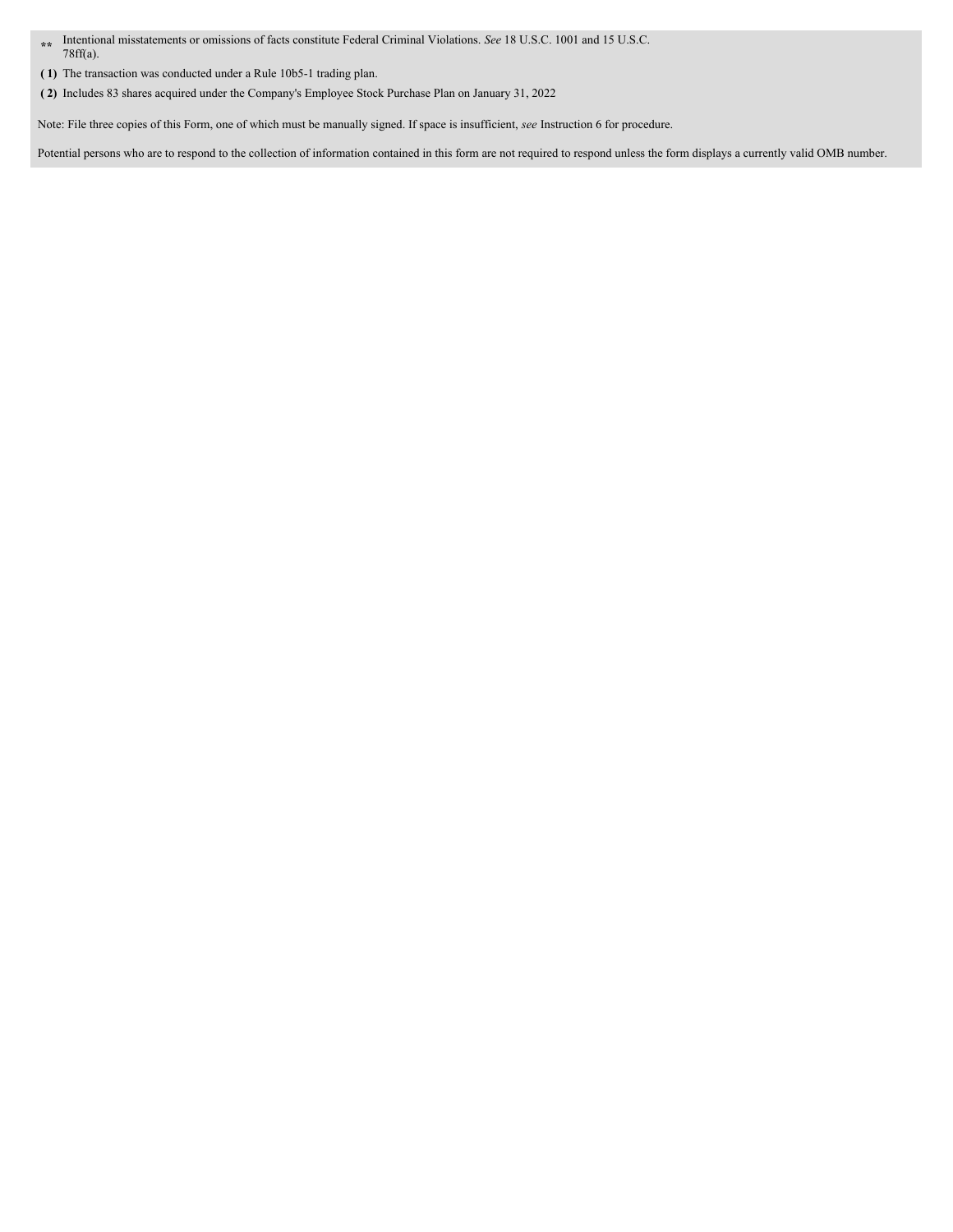** Intentional misstatements or omissions of facts constitute Federal Criminal Violations. *See* 18 U.S.C. 1001 and 15 U.S.C. 78ff(a).

**( 1)** The transaction was conducted under a Rule 10b5-1 trading plan.

**( 2)** Includes 83 shares acquired under the Company's Employee Stock Purchase Plan on January 31, 2022

Note: File three copies of this Form, one of which must be manually signed. If space is insufficient, *see* Instruction 6 for procedure.

Potential persons who are to respond to the collection of information contained in this form are not required to respond unless the form displays a currently valid OMB number.